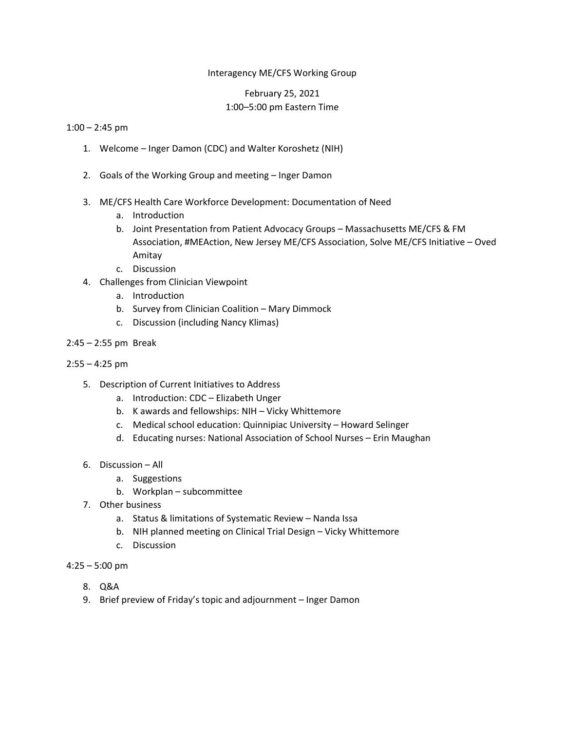# Interagency ME/CFS Working Group

February 25, 2021
1:00–5:00 pm Eastern Time

1:00 – 2:45 pm

1. Welcome – Inger Damon (CDC) and Walter Koroshetz (NIH)

2. Goals of the Working Group and meeting – Inger Damon

3. ME/CFS Health Care Workforce Development: Documentation of Need
   a. Introduction
   b. Joint Presentation from Patient Advocacy Groups – Massachusetts ME/CFS & FM Association, #MEAction, New Jersey ME/CFS Association, Solve ME/CFS Initiative – Oved Amitay
   c. Discussion
4. Challenges from Clinician Viewpoint
   a. Introduction
   b. Survey from Clinician Coalition – Mary Dimmock
   c. Discussion (including Nancy Klimas)

2:45 – 2:55 pm Break

2:55 – 4:25 pm

5. Description of Current Initiatives to Address
   a. Introduction: CDC – Elizabeth Unger
   b. K awards and fellowships: NIH – Vicky Whittemore
   c. Medical school education: Quinnipiac University – Howard Selinger
   d. Educating nurses: National Association of School Nurses – Erin Maughan

6. Discussion – All
   a. Suggestions
   b. Workplan – subcommittee
7. Other business
   a. Status & limitations of Systematic Review – Nanda Issa
   b. NIH planned meeting on Clinical Trial Design – Vicky Whittemore
   c. Discussion

4:25 – 5:00 pm

8. Q&A
9. Brief preview of Friday's topic and adjournment – Inger Damon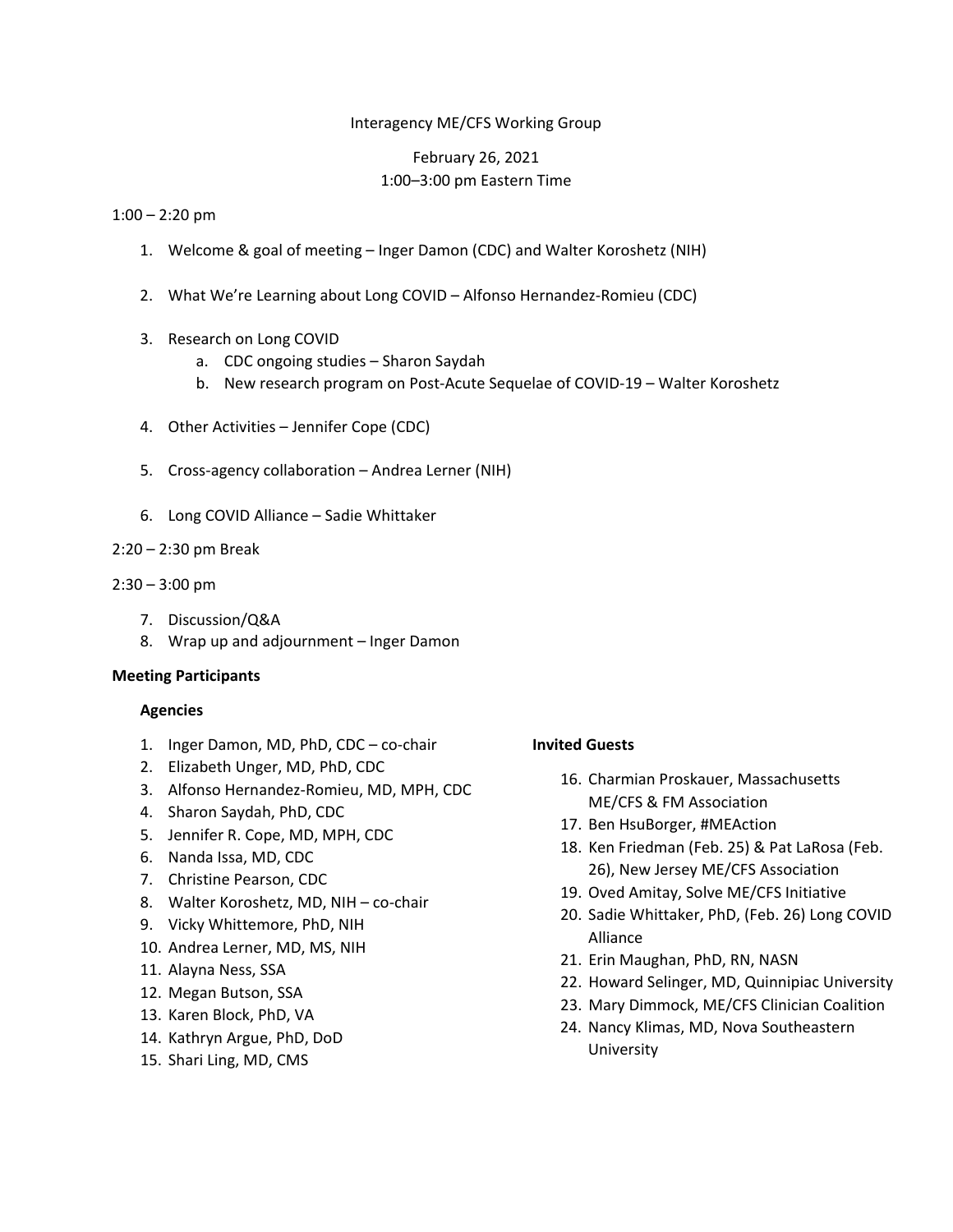Interagency ME/CFS Working Group

February 26, 2021

1:00–3:00 pm Eastern Time

1:00 – 2:20 pm

1. Welcome & goal of meeting – Inger Damon (CDC) and Walter Koroshetz (NIH)
2. What We're Learning about Long COVID – Alfonso Hernandez-Romieu (CDC)
3. Research on Long COVID
   a. CDC ongoing studies – Sharon Saydah
   b. New research program on Post-Acute Sequelae of COVID-19 – Walter Koroshetz
4. Other Activities – Jennifer Cope (CDC)
5. Cross-agency collaboration – Andrea Lerner (NIH)
6. Long COVID Alliance – Sadie Whittaker

2:20 – 2:30 pm Break

2:30 – 3:00 pm

7. Discussion/Q&A
8. Wrap up and adjournment – Inger Damon

**Meeting Participants**

**Agencies**

1. Inger Damon, MD, PhD, CDC – co-chair
2. Elizabeth Unger, MD, PhD, CDC
3. Alfonso Hernandez-Romieu, MD, MPH, CDC
4. Sharon Saydah, PhD, CDC
5. Jennifer R. Cope, MD, MPH, CDC
6. Nanda Issa, MD, CDC
7. Christine Pearson, CDC
8. Walter Koroshetz, MD, NIH – co-chair
9. Vicky Whittemore, PhD, NIH
10. Andrea Lerner, MD, MS, NIH
11. Alayna Ness, SSA
12. Megan Butson, SSA
13. Karen Block, PhD, VA
14. Kathryn Argue, PhD, DoD
15. Shari Ling, MD, CMS

**Invited Guests**

16. Charmian Proskauer, Massachusetts ME/CFS & FM Association
17. Ben HsuBorger, #MEAction
18. Ken Friedman (Feb. 25) & Pat LaRosa (Feb. 26), New Jersey ME/CFS Association
19. Oved Amitay, Solve ME/CFS Initiative
20. Sadie Whittaker, PhD, (Feb. 26) Long COVID Alliance
21. Erin Maughan, PhD, RN, NASN
22. Howard Selinger, MD, Quinnipiac University
23. Mary Dimmock, ME/CFS Clinician Coalition
24. Nancy Klimas, MD, Nova Southeastern University